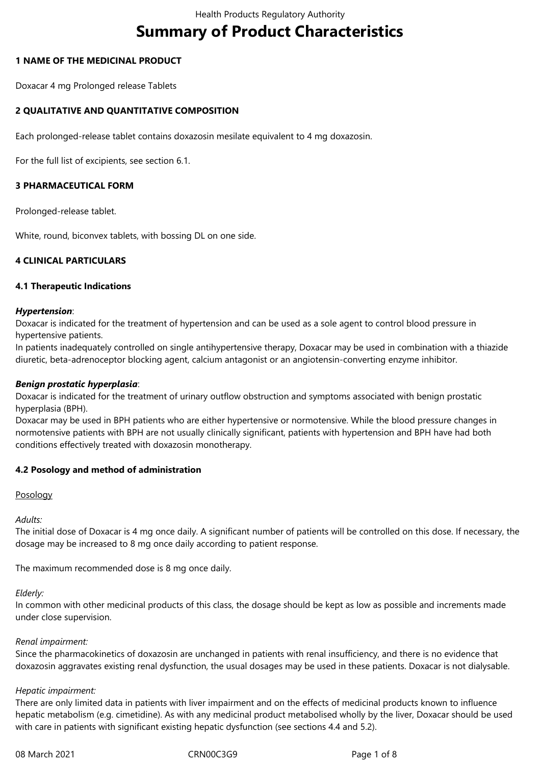# Summary of Product Characteristics

## 1 NAME OF THE MEDICINAL PRODUCT

Doxacar 4 mg Prolonged release Tablets

## 2 QUALITATIVE AND QUANTITATIVE COMPOSITION

Each prolonged-release tablet contains doxazosin mesilate equivalent to 4 mg doxazosin.

For the full list of excipients, see section 6.1.

## 3 PHARMACEUTICAL FORM

Prolonged-release tablet.

White, round, biconvex tablets, with bossing DL on one side.

## 4 CLINICAL PARTICULARS

### 4.1 Therapeutic Indications

***Hypertension***:
Doxacar is indicated for the treatment of hypertension and can be used as a sole agent to control blood pressure in hypertensive patients.
In patients inadequately controlled on single antihypertensive therapy, Doxacar may be used in combination with a thiazide diuretic, beta-adrenoceptor blocking agent, calcium antagonist or an angiotensin-converting enzyme inhibitor.

***Benign prostatic hyperplasia***:
Doxacar is indicated for the treatment of urinary outflow obstruction and symptoms associated with benign prostatic hyperplasia (BPH).
Doxacar may be used in BPH patients who are either hypertensive or normotensive. While the blood pressure changes in normotensive patients with BPH are not usually clinically significant, patients with hypertension and BPH have had both conditions effectively treated with doxazosin monotherapy.

### 4.2 Posology and method of administration

Posology

*Adults:*
The initial dose of Doxacar is 4 mg once daily. A significant number of patients will be controlled on this dose. If necessary, the dosage may be increased to 8 mg once daily according to patient response.

The maximum recommended dose is 8 mg once daily.

*Elderly:*
In common with other medicinal products of this class, the dosage should be kept as low as possible and increments made under close supervision.

*Renal impairment:*
Since the pharmacokinetics of doxazosin are unchanged in patients with renal insufficiency, and there is no evidence that doxazosin aggravates existing renal dysfunction, the usual dosages may be used in these patients. Doxacar is not dialysable.

*Hepatic impairment:*
There are only limited data in patients with liver impairment and on the effects of medicinal products known to influence hepatic metabolism (e.g. cimetidine). As with any medicinal product metabolised wholly by the liver, Doxacar should be used with care in patients with significant existing hepatic dysfunction (see sections 4.4 and 5.2).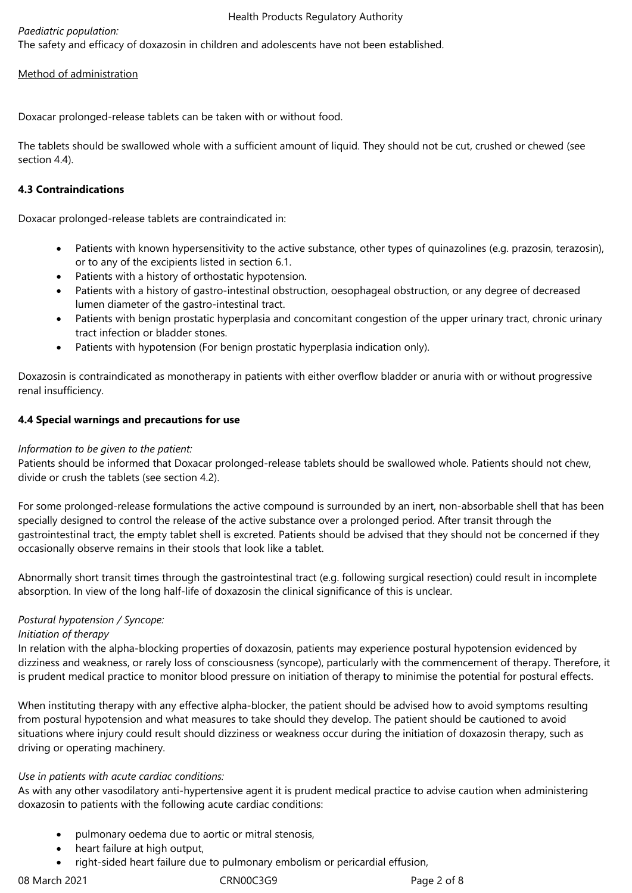*Paediatric population:*
The safety and efficacy of doxazosin in children and adolescents have not been established.

Method of administration

Doxacar prolonged-release tablets can be taken with or without food.

The tablets should be swallowed whole with a sufficient amount of liquid. They should not be cut, crushed or chewed (see section 4.4).

**4.3 Contraindications**

Doxacar prolonged-release tablets are contraindicated in:

- Patients with known hypersensitivity to the active substance, other types of quinazolines (e.g. prazosin, terazosin), or to any of the excipients listed in section 6.1.
- Patients with a history of orthostatic hypotension.
- Patients with a history of gastro-intestinal obstruction, oesophageal obstruction, or any degree of decreased lumen diameter of the gastro-intestinal tract.
- Patients with benign prostatic hyperplasia and concomitant congestion of the upper urinary tract, chronic urinary tract infection or bladder stones.
- Patients with hypotension (For benign prostatic hyperplasia indication only).

Doxazosin is contraindicated as monotherapy in patients with either overflow bladder or anuria with or without progressive renal insufficiency.

**4.4 Special warnings and precautions for use**

*Information to be given to the patient:*
Patients should be informed that Doxacar prolonged-release tablets should be swallowed whole. Patients should not chew, divide or crush the tablets (see section 4.2).

For some prolonged-release formulations the active compound is surrounded by an inert, non-absorbable shell that has been specially designed to control the release of the active substance over a prolonged period. After transit through the gastrointestinal tract, the empty tablet shell is excreted. Patients should be advised that they should not be concerned if they occasionally observe remains in their stools that look like a tablet.

Abnormally short transit times through the gastrointestinal tract (e.g. following surgical resection) could result in incomplete absorption. In view of the long half-life of doxazosin the clinical significance of this is unclear.

*Postural hypotension / Syncope:*
*Initiation of therapy*
In relation with the alpha-blocking properties of doxazosin, patients may experience postural hypotension evidenced by dizziness and weakness, or rarely loss of consciousness (syncope), particularly with the commencement of therapy. Therefore, it is prudent medical practice to monitor blood pressure on initiation of therapy to minimise the potential for postural effects.

When instituting therapy with any effective alpha-blocker, the patient should be advised how to avoid symptoms resulting from postural hypotension and what measures to take should they develop. The patient should be cautioned to avoid situations where injury could result should dizziness or weakness occur during the initiation of doxazosin therapy, such as driving or operating machinery.

*Use in patients with acute cardiac conditions:*
As with any other vasodilatory anti-hypertensive agent it is prudent medical practice to advise caution when administering doxazosin to patients with the following acute cardiac conditions:

- pulmonary oedema due to aortic or mitral stenosis,
- heart failure at high output,
- right-sided heart failure due to pulmonary embolism or pericardial effusion,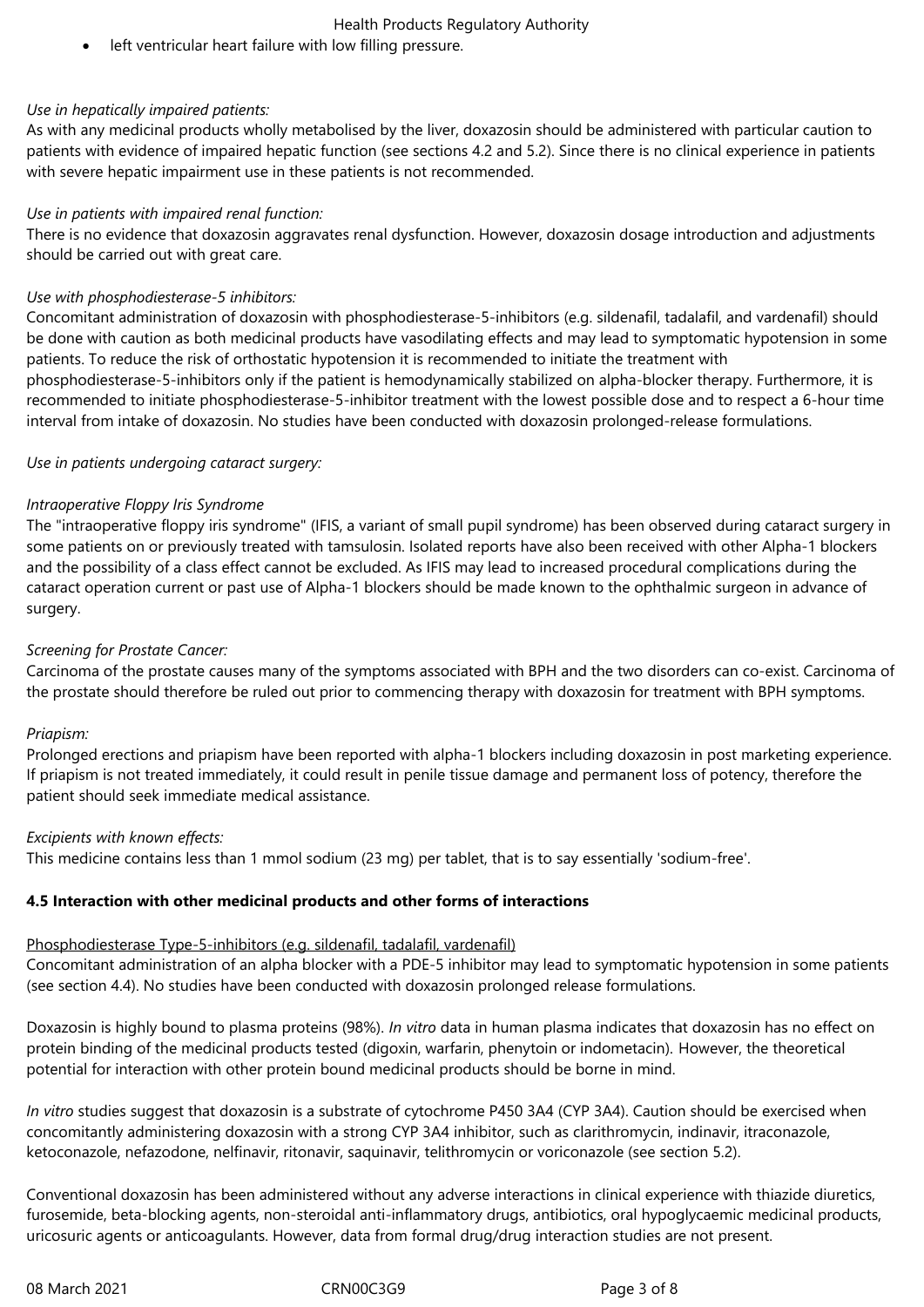- left ventricular heart failure with low filling pressure.

*Use in hepatically impaired patients:*

As with any medicinal products wholly metabolised by the liver, doxazosin should be administered with particular caution to patients with evidence of impaired hepatic function (see sections 4.2 and 5.2). Since there is no clinical experience in patients with severe hepatic impairment use in these patients is not recommended.

*Use in patients with impaired renal function:*

There is no evidence that doxazosin aggravates renal dysfunction. However, doxazosin dosage introduction and adjustments should be carried out with great care.

*Use with phosphodiesterase-5 inhibitors:*

Concomitant administration of doxazosin with phosphodiesterase-5-inhibitors (e.g. sildenafil, tadalafil, and vardenafil) should be done with caution as both medicinal products have vasodilating effects and may lead to symptomatic hypotension in some patients. To reduce the risk of orthostatic hypotension it is recommended to initiate the treatment with phosphodiesterase-5-inhibitors only if the patient is hemodynamically stabilized on alpha-blocker therapy. Furthermore, it is recommended to initiate phosphodiesterase-5-inhibitor treatment with the lowest possible dose and to respect a 6-hour time interval from intake of doxazosin. No studies have been conducted with doxazosin prolonged-release formulations.

*Use in patients undergoing cataract surgery:*

*Intraoperative Floppy Iris Syndrome*

The "intraoperative floppy iris syndrome" (IFIS, a variant of small pupil syndrome) has been observed during cataract surgery in some patients on or previously treated with tamsulosin. Isolated reports have also been received with other Alpha-1 blockers and the possibility of a class effect cannot be excluded. As IFIS may lead to increased procedural complications during the cataract operation current or past use of Alpha-1 blockers should be made known to the ophthalmic surgeon in advance of surgery.

*Screening for Prostate Cancer:*

Carcinoma of the prostate causes many of the symptoms associated with BPH and the two disorders can co-exist. Carcinoma of the prostate should therefore be ruled out prior to commencing therapy with doxazosin for treatment with BPH symptoms.

*Priapism:*

Prolonged erections and priapism have been reported with alpha-1 blockers including doxazosin in post marketing experience. If priapism is not treated immediately, it could result in penile tissue damage and permanent loss of potency, therefore the patient should seek immediate medical assistance.

*Excipients with known effects:*

This medicine contains less than 1 mmol sodium (23 mg) per tablet, that is to say essentially 'sodium-free'.

**4.5 Interaction with other medicinal products and other forms of interactions**

Phosphodiesterase Type-5-inhibitors (e.g. sildenafil, tadalafil, vardenafil)

Concomitant administration of an alpha blocker with a PDE-5 inhibitor may lead to symptomatic hypotension in some patients (see section 4.4). No studies have been conducted with doxazosin prolonged release formulations.

Doxazosin is highly bound to plasma proteins (98%). *In vitro* data in human plasma indicates that doxazosin has no effect on protein binding of the medicinal products tested (digoxin, warfarin, phenytoin or indometacin). However, the theoretical potential for interaction with other protein bound medicinal products should be borne in mind.

*In vitro* studies suggest that doxazosin is a substrate of cytochrome P450 3A4 (CYP 3A4). Caution should be exercised when concomitantly administering doxazosin with a strong CYP 3A4 inhibitor, such as clarithromycin, indinavir, itraconazole, ketoconazole, nefazodone, nelfinavir, ritonavir, saquinavir, telithromycin or voriconazole (see section 5.2).

Conventional doxazosin has been administered without any adverse interactions in clinical experience with thiazide diuretics, furosemide, beta-blocking agents, non-steroidal anti-inflammatory drugs, antibiotics, oral hypoglycaemic medicinal products, uricosuric agents or anticoagulants. However, data from formal drug/drug interaction studies are not present.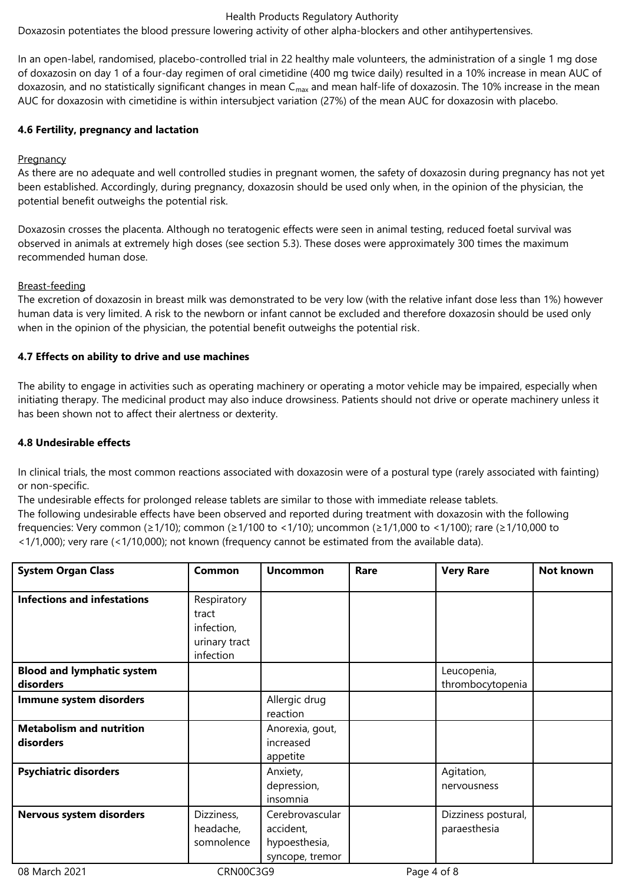Doxazosin potentiates the blood pressure lowering activity of other alpha-blockers and other antihypertensives.

In an open-label, randomised, placebo-controlled trial in 22 healthy male volunteers, the administration of a single 1 mg dose of doxazosin on day 1 of a four-day regimen of oral cimetidine (400 mg twice daily) resulted in a 10% increase in mean AUC of doxazosin, and no statistically significant changes in mean $C_{max}$ and mean half-life of doxazosin. The 10% increase in the mean AUC for doxazosin with cimetidine is within intersubject variation (27%) of the mean AUC for doxazosin with placebo.

### 4.6 Fertility, pregnancy and lactation

Pregnancy

As there are no adequate and well controlled studies in pregnant women, the safety of doxazosin during pregnancy has not yet been established. Accordingly, during pregnancy, doxazosin should be used only when, in the opinion of the physician, the potential benefit outweighs the potential risk.

Doxazosin crosses the placenta. Although no teratogenic effects were seen in animal testing, reduced foetal survival was observed in animals at extremely high doses (see section 5.3). These doses were approximately 300 times the maximum recommended human dose.

Breast-feeding

The excretion of doxazosin in breast milk was demonstrated to be very low (with the relative infant dose less than 1%) however human data is very limited. A risk to the newborn or infant cannot be excluded and therefore doxazosin should be used only when in the opinion of the physician, the potential benefit outweighs the potential risk.

### 4.7 Effects on ability to drive and use machines

The ability to engage in activities such as operating machinery or operating a motor vehicle may be impaired, especially when initiating therapy. The medicinal product may also induce drowsiness. Patients should not drive or operate machinery unless it has been shown not to affect their alertness or dexterity.

### 4.8 Undesirable effects

In clinical trials, the most common reactions associated with doxazosin were of a postural type (rarely associated with fainting) or non-specific.
The undesirable effects for prolonged release tablets are similar to those with immediate release tablets.
The following undesirable effects have been observed and reported during treatment with doxazosin with the following frequencies: Very common (≥1/10); common (≥1/100 to <1/10); uncommon (≥1/1,000 to <1/100); rare (≥1/10,000 to <1/1,000); very rare (<1/10,000); not known (frequency cannot be estimated from the available data).

| System Organ Class | Common | Uncommon | Rare | Very Rare | Not known |
|---|---|---|---|---|---|
| **Infections and infestations** | Respiratory tract infection, urinary tract infection | | | | |
| **Blood and lymphatic system disorders** | | | | Leucopenia, thrombocytopenia | |
| **Immune system disorders** | | Allergic drug reaction | | | |
| **Metabolism and nutrition disorders** | | Anorexia, gout, increased appetite | | | |
| **Psychiatric disorders** | | Anxiety, depression, insomnia | | Agitation, nervousness | |
| **Nervous system disorders** | Dizziness, headache, somnolence | Cerebrovascular accident, hypoesthesia, syncope, tremor | | Dizziness postural, paraesthesia | |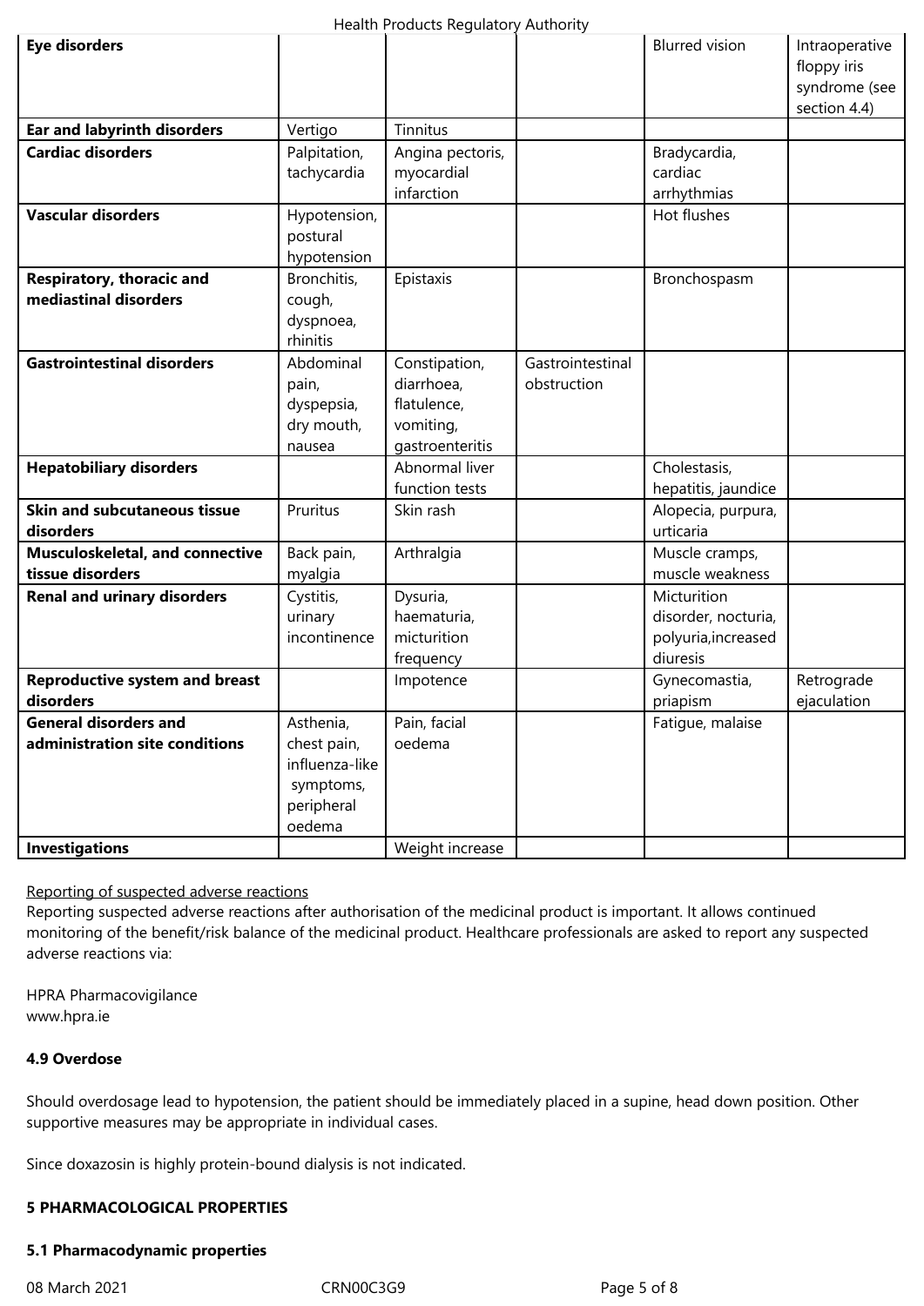| | | | | | |
|---|---|---|---|---|---|
| **Eye disorders** | | | | Blurred vision | Intraoperative floppy iris syndrome (see section 4.4) |
| **Ear and labyrinth disorders** | Vertigo | Tinnitus | | | |
| **Cardiac disorders** | Palpitation, tachycardia | Angina pectoris, myocardial infarction | | Bradycardia, cardiac arrhythmias | |
| **Vascular disorders** | Hypotension, postural hypotension | | | Hot flushes | |
| **Respiratory, thoracic and mediastinal disorders** | Bronchitis, cough, dyspnoea, rhinitis | Epistaxis | | Bronchospasm | |
| **Gastrointestinal disorders** | Abdominal pain, dyspepsia, dry mouth, nausea | Constipation, diarrhoea, flatulence, vomiting, gastroenteritis | Gastrointestinal obstruction | | |
| **Hepatobiliary disorders** | | Abnormal liver function tests | | Cholestasis, hepatitis, jaundice | |
| **Skin and subcutaneous tissue disorders** | Pruritus | Skin rash | | Alopecia, purpura, urticaria | |
| **Musculoskeletal, and connective tissue disorders** | Back pain, myalgia | Arthralgia | | Muscle cramps, muscle weakness | |
| **Renal and urinary disorders** | Cystitis, urinary incontinence | Dysuria, haematuria, micturition frequency | | Micturition disorder, nocturia, polyuria,increased diuresis | |
| **Reproductive system and breast disorders** | | Impotence | | Gynecomastia, priapism | Retrograde ejaculation |
| **General disorders and administration site conditions** | Asthenia, chest pain, influenza-like symptoms, peripheral oedema | Pain, facial oedema | | Fatigue, malaise | |
| **Investigations** | | Weight increase | | | |

Reporting of suspected adverse reactions

Reporting suspected adverse reactions after authorisation of the medicinal product is important. It allows continued monitoring of the benefit/risk balance of the medicinal product. Healthcare professionals are asked to report any suspected adverse reactions via:

HPRA Pharmacovigilance
www.hpra.ie

### 4.9 Overdose

Should overdosage lead to hypotension, the patient should be immediately placed in a supine, head down position. Other supportive measures may be appropriate in individual cases.

Since doxazosin is highly protein-bound dialysis is not indicated.

## 5 PHARMACOLOGICAL PROPERTIES

### 5.1 Pharmacodynamic properties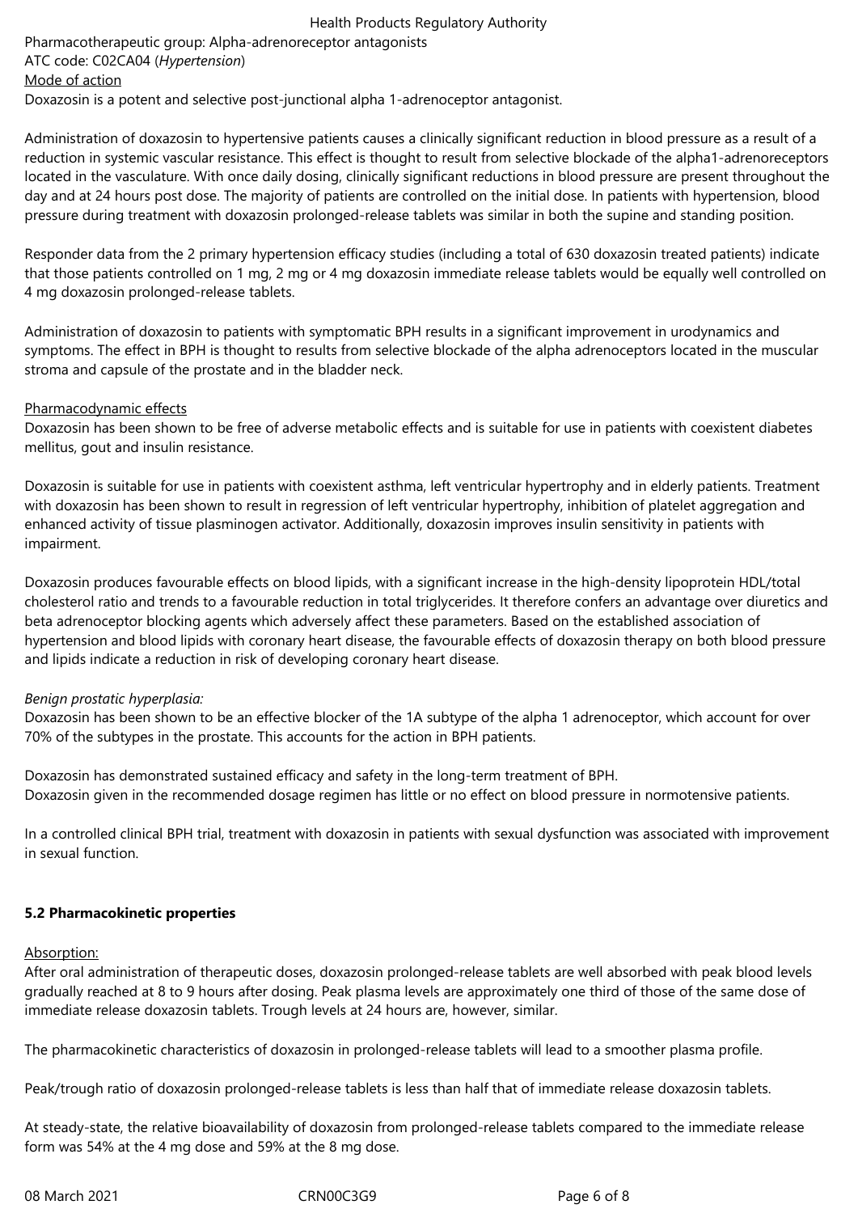Pharmacotherapeutic group: Alpha-adrenoreceptor antagonists
ATC code: C02CA04 (*Hypertension*)

Mode of action

Doxazosin is a potent and selective post-junctional alpha 1-adrenoceptor antagonist.

Administration of doxazosin to hypertensive patients causes a clinically significant reduction in blood pressure as a result of a reduction in systemic vascular resistance. This effect is thought to result from selective blockade of the alpha1-adrenoreceptors located in the vasculature. With once daily dosing, clinically significant reductions in blood pressure are present throughout the day and at 24 hours post dose. The majority of patients are controlled on the initial dose. In patients with hypertension, blood pressure during treatment with doxazosin prolonged-release tablets was similar in both the supine and standing position.

Responder data from the 2 primary hypertension efficacy studies (including a total of 630 doxazosin treated patients) indicate that those patients controlled on 1 mg, 2 mg or 4 mg doxazosin immediate release tablets would be equally well controlled on 4 mg doxazosin prolonged-release tablets.

Administration of doxazosin to patients with symptomatic BPH results in a significant improvement in urodynamics and symptoms. The effect in BPH is thought to results from selective blockade of the alpha adrenoceptors located in the muscular stroma and capsule of the prostate and in the bladder neck.

Pharmacodynamic effects

Doxazosin has been shown to be free of adverse metabolic effects and is suitable for use in patients with coexistent diabetes mellitus, gout and insulin resistance.

Doxazosin is suitable for use in patients with coexistent asthma, left ventricular hypertrophy and in elderly patients. Treatment with doxazosin has been shown to result in regression of left ventricular hypertrophy, inhibition of platelet aggregation and enhanced activity of tissue plasminogen activator. Additionally, doxazosin improves insulin sensitivity in patients with impairment.

Doxazosin produces favourable effects on blood lipids, with a significant increase in the high-density lipoprotein HDL/total cholesterol ratio and trends to a favourable reduction in total triglycerides. It therefore confers an advantage over diuretics and beta adrenoceptor blocking agents which adversely affect these parameters. Based on the established association of hypertension and blood lipids with coronary heart disease, the favourable effects of doxazosin therapy on both blood pressure and lipids indicate a reduction in risk of developing coronary heart disease.

*Benign prostatic hyperplasia:*

Doxazosin has been shown to be an effective blocker of the 1A subtype of the alpha 1 adrenoceptor, which account for over 70% of the subtypes in the prostate. This accounts for the action in BPH patients.

Doxazosin has demonstrated sustained efficacy and safety in the long-term treatment of BPH.
Doxazosin given in the recommended dosage regimen has little or no effect on blood pressure in normotensive patients.

In a controlled clinical BPH trial, treatment with doxazosin in patients with sexual dysfunction was associated with improvement in sexual function.

**5.2 Pharmacokinetic properties**

Absorption:

After oral administration of therapeutic doses, doxazosin prolonged-release tablets are well absorbed with peak blood levels gradually reached at 8 to 9 hours after dosing. Peak plasma levels are approximately one third of those of the same dose of immediate release doxazosin tablets. Trough levels at 24 hours are, however, similar.

The pharmacokinetic characteristics of doxazosin in prolonged-release tablets will lead to a smoother plasma profile.

Peak/trough ratio of doxazosin prolonged-release tablets is less than half that of immediate release doxazosin tablets.

At steady-state, the relative bioavailability of doxazosin from prolonged-release tablets compared to the immediate release form was 54% at the 4 mg dose and 59% at the 8 mg dose.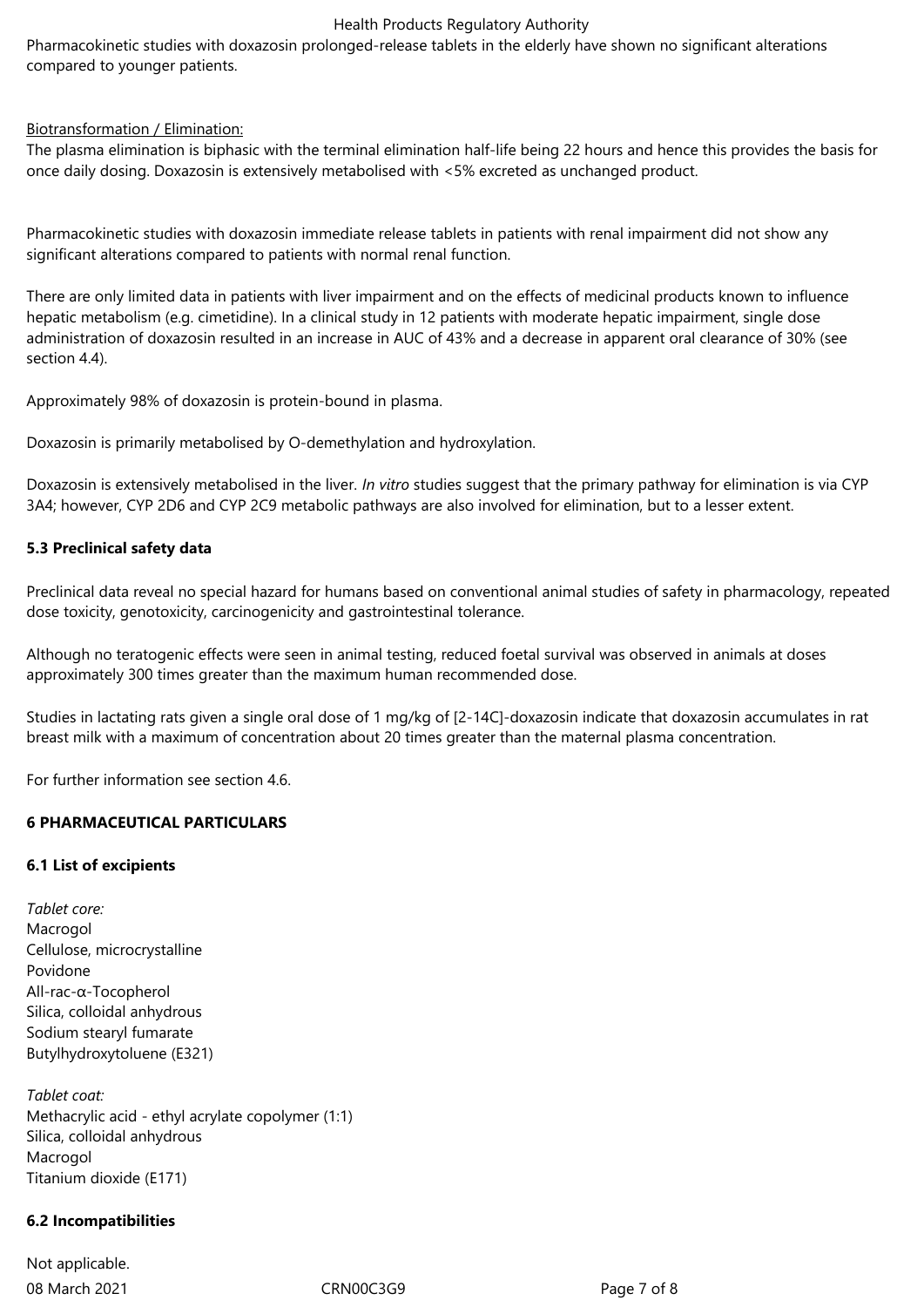Pharmacokinetic studies with doxazosin prolonged-release tablets in the elderly have shown no significant alterations compared to younger patients.

Biotransformation / Elimination:

The plasma elimination is biphasic with the terminal elimination half-life being 22 hours and hence this provides the basis for once daily dosing. Doxazosin is extensively metabolised with <5% excreted as unchanged product.

Pharmacokinetic studies with doxazosin immediate release tablets in patients with renal impairment did not show any significant alterations compared to patients with normal renal function.

There are only limited data in patients with liver impairment and on the effects of medicinal products known to influence hepatic metabolism (e.g. cimetidine). In a clinical study in 12 patients with moderate hepatic impairment, single dose administration of doxazosin resulted in an increase in AUC of 43% and a decrease in apparent oral clearance of 30% (see section 4.4).

Approximately 98% of doxazosin is protein-bound in plasma.

Doxazosin is primarily metabolised by O-demethylation and hydroxylation.

Doxazosin is extensively metabolised in the liver. *In vitro* studies suggest that the primary pathway for elimination is via CYP 3A4; however, CYP 2D6 and CYP 2C9 metabolic pathways are also involved for elimination, but to a lesser extent.

### 5.3 Preclinical safety data

Preclinical data reveal no special hazard for humans based on conventional animal studies of safety in pharmacology, repeated dose toxicity, genotoxicity, carcinogenicity and gastrointestinal tolerance.

Although no teratogenic effects were seen in animal testing, reduced foetal survival was observed in animals at doses approximately 300 times greater than the maximum human recommended dose.

Studies in lactating rats given a single oral dose of 1 mg/kg of [2-14C]-doxazosin indicate that doxazosin accumulates in rat breast milk with a maximum of concentration about 20 times greater than the maternal plasma concentration.

For further information see section 4.6.

## 6 PHARMACEUTICAL PARTICULARS

### 6.1 List of excipients

*Tablet core:*
Macrogol
Cellulose, microcrystalline
Povidone
All-rac-α-Tocopherol
Silica, colloidal anhydrous
Sodium stearyl fumarate
Butylhydroxytoluene (E321)

*Tablet coat:*
Methacrylic acid - ethyl acrylate copolymer (1:1)
Silica, colloidal anhydrous
Macrogol
Titanium dioxide (E171)

### 6.2 Incompatibilities

Not applicable.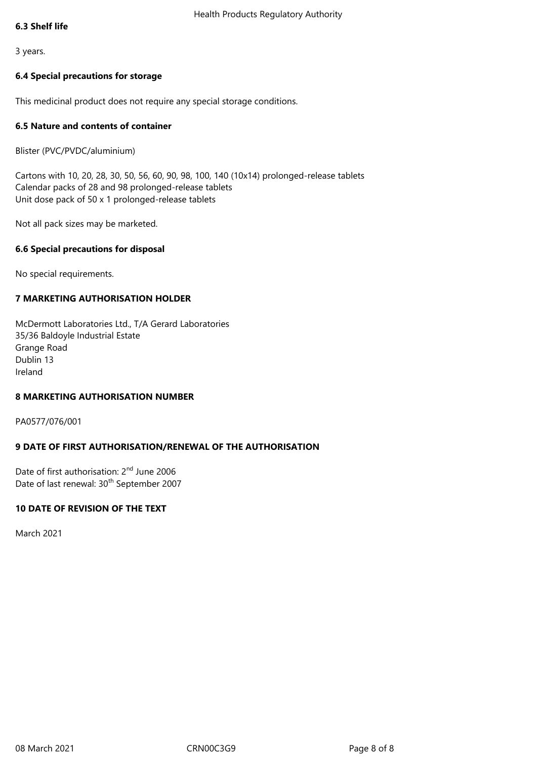### 6.3 Shelf life

3 years.

### 6.4 Special precautions for storage

This medicinal product does not require any special storage conditions.

### 6.5 Nature and contents of container

Blister (PVC/PVDC/aluminium)

Cartons with 10, 20, 28, 30, 50, 56, 60, 90, 98, 100, 140 (10x14) prolonged-release tablets
Calendar packs of 28 and 98 prolonged-release tablets
Unit dose pack of 50 x 1 prolonged-release tablets

Not all pack sizes may be marketed.

### 6.6 Special precautions for disposal

No special requirements.

## 7 MARKETING AUTHORISATION HOLDER

McDermott Laboratories Ltd., T/A Gerard Laboratories
35/36 Baldoyle Industrial Estate
Grange Road
Dublin 13
Ireland

## 8 MARKETING AUTHORISATION NUMBER

PA0577/076/001

## 9 DATE OF FIRST AUTHORISATION/RENEWAL OF THE AUTHORISATION

Date of first authorisation: 2nd June 2006
Date of last renewal: 30th September 2007

## 10 DATE OF REVISION OF THE TEXT

March 2021